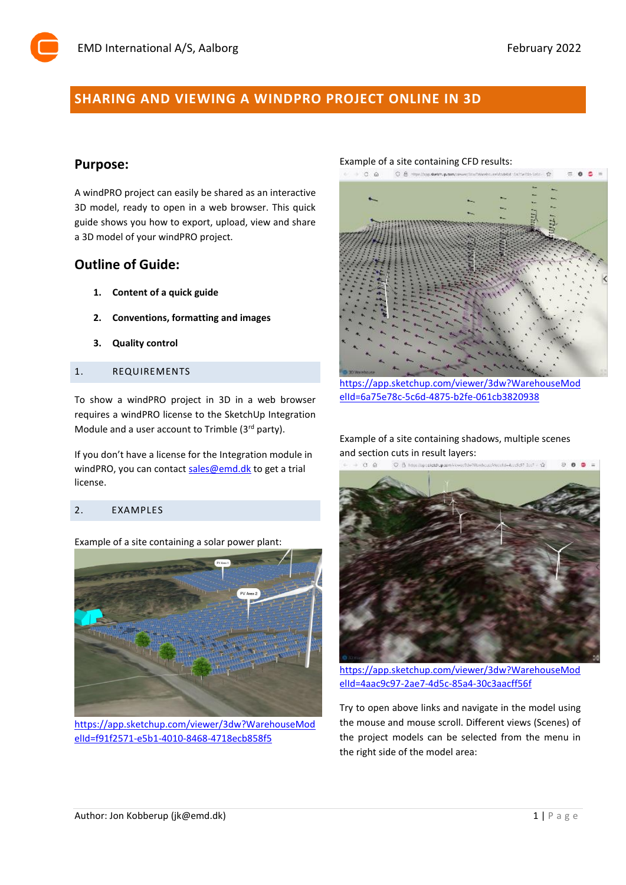## SHARING AND VIEWING A WINDPRO PROJECT ONLINE IN 3D

## Purpose:

A windPRO project can easily be shared as an interactive 3D model, ready to open in a web browser. This quick guide shows you how to export, upload, view and share a 3D model of your windPRO project.

## Outline of Guide:

1. **Content of a quick guide**
2. **Conventions, formatting and images**
3. **Quality control**

### 1. REQUIREMENTS

To show a windPRO project in 3D in a web browser requires a windPRO license to the SketchUp Integration Module and a user account to Trimble (3rd party).

If you don't have a license for the Integration module in windPRO, you can contact sales@emd.dk to get a trial license.

### 2. EXAMPLES

Example of a site containing a solar power plant:

https://app.sketchup.com/viewer/3dw?WarehouseModelId=f91f2571-e5b1-4010-8468-4718ecb858f5

Example of a site containing CFD results:

https://app.sketchup.com/viewer/3dw?WarehouseModelId=6a75e78c-5c6d-4875-b2fe-061cb3820938

Example of a site containing shadows, multiple scenes and section cuts in result layers:

https://app.sketchup.com/viewer/3dw?WarehouseModelId=4aac9c97-2ae7-4d5c-85a4-30c3aacff56f

Try to open above links and navigate in the model using the mouse and mouse scroll. Different views (Scenes) of the project models can be selected from the menu in the right side of the model area: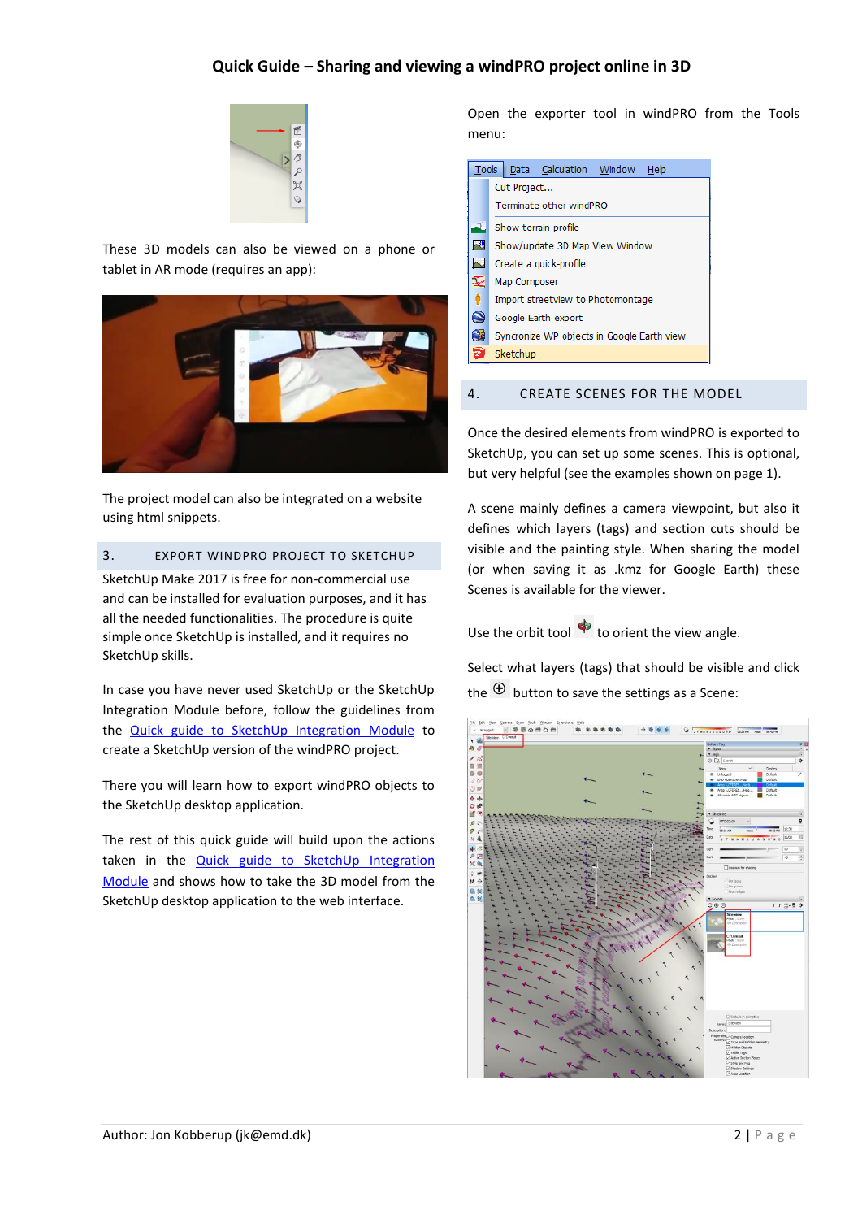These 3D models can also be viewed on a phone or tablet in AR mode (requires an app):

The project model can also be integrated on a website using html snippets.

## 3. EXPORT WINDPRO PROJECT TO SKETCHUP

SketchUp Make 2017 is free for non-commercial use and can be installed for evaluation purposes, and it has all the needed functionalities. The procedure is quite simple once SketchUp is installed, and it requires no SketchUp skills.

In case you have never used SketchUp or the SketchUp Integration Module before, follow the guidelines from the Quick guide to SketchUp Integration Module to create a SketchUp version of the windPRO project.

There you will learn how to export windPRO objects to the SketchUp desktop application.

The rest of this quick guide will build upon the actions taken in the Quick guide to SketchUp Integration Module and shows how to take the 3D model from the SketchUp desktop application to the web interface.

Open the exporter tool in windPRO from the Tools menu:

## 4. CREATE SCENES FOR THE MODEL

Once the desired elements from windPRO is exported to SketchUp, you can set up some scenes. This is optional, but very helpful (see the examples shown on page 1).

A scene mainly defines a camera viewpoint, but also it defines which layers (tags) and section cuts should be visible and the painting style. When sharing the model (or when saving it as .kmz for Google Earth) these Scenes is available for the viewer.

Use the orbit tool to orient the view angle.

Select what layers (tags) that should be visible and click the ⊕ button to save the settings as a Scene: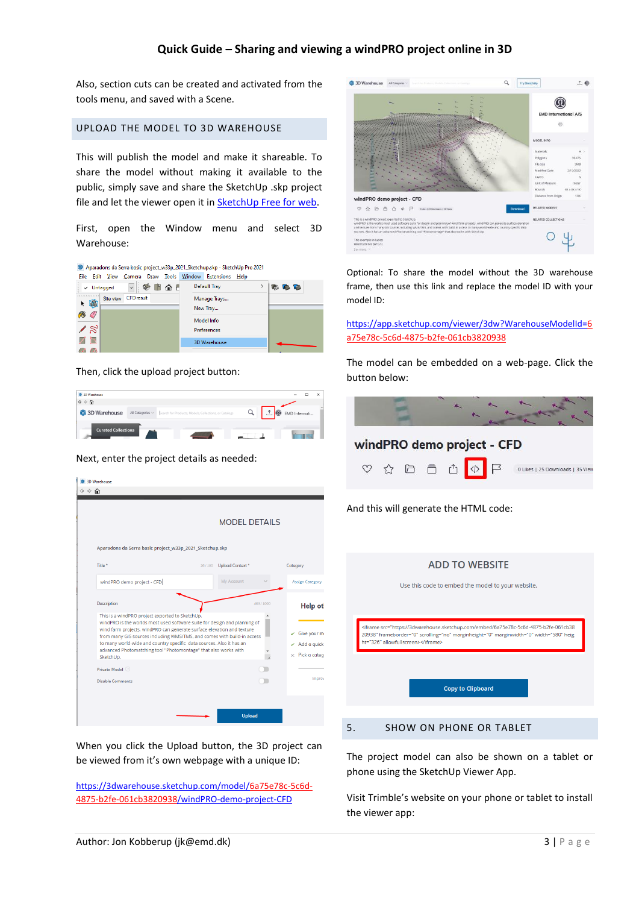Also, section cuts can be created and activated from the tools menu, and saved with a Scene.

## UPLOAD THE MODEL TO 3D WAREHOUSE

This will publish the model and make it shareable. To share the model without making it available to the public, simply save and share the SketchUp .skp project file and let the viewer open it in SketchUp Free for web.

First, open the Window menu and select 3D Warehouse:

Then, click the upload project button:

Next, enter the project details as needed:

When you click the Upload button, the 3D project can be viewed from it's own webpage with a unique ID:

https://3dwarehouse.sketchup.com/model/6a75e78c-5c6d-4875-b2fe-061cb3820938/windPRO-demo-project-CFD

Optional: To share the model without the 3D warehouse frame, then use this link and replace the model ID with your model ID:

https://app.sketchup.com/viewer/3dw?WarehouseModelId=6a75e78c-5c6d-4875-b2fe-061cb3820938

The model can be embedded on a web-page. Click the button below:

And this will generate the HTML code:

## 5. SHOW ON PHONE OR TABLET

The project model can also be shown on a tablet or phone using the SketchUp Viewer App.

Visit Trimble's website on your phone or tablet to install the viewer app:

Author: Jon Kobberup (jk@emd.dk)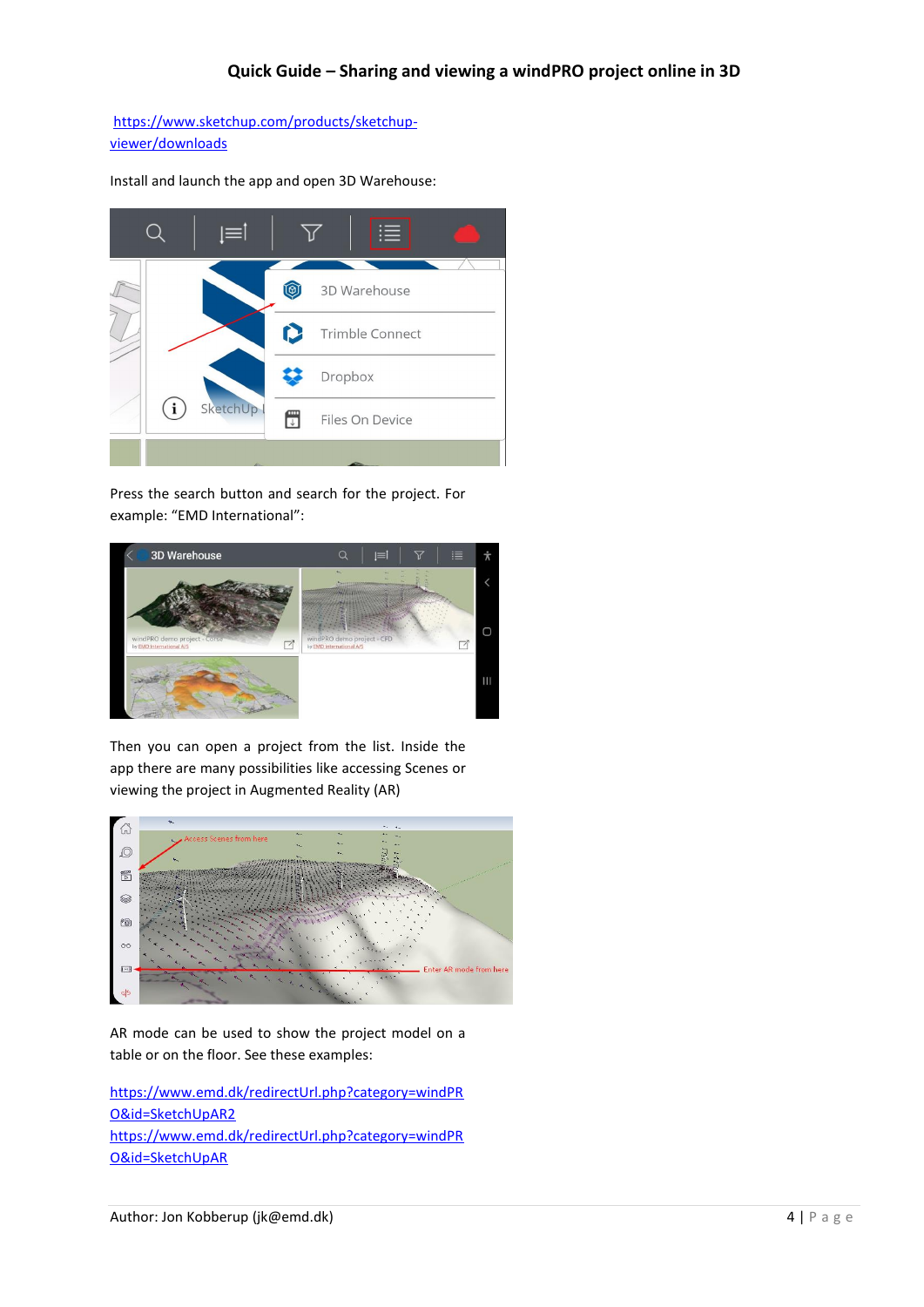https://www.sketchup.com/products/sketchup-viewer/downloads

Install and launch the app and open 3D Warehouse:

Press the search button and search for the project. For example: "EMD International":

Then you can open a project from the list. Inside the app there are many possibilities like accessing Scenes or viewing the project in Augmented Reality (AR)

AR mode can be used to show the project model on a table or on the floor. See these examples:

https://www.emd.dk/redirectUrl.php?category=windPRO&id=SketchUpAR2
https://www.emd.dk/redirectUrl.php?category=windPRO&id=SketchUpAR